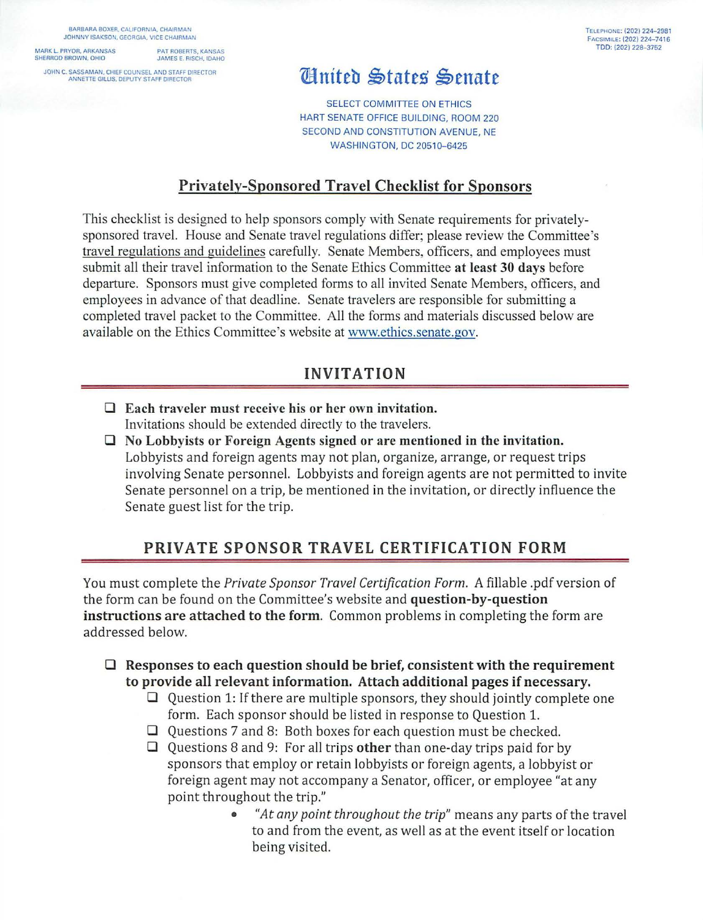BARBARA BOXER, CALIFORNIA, CHAIRMAN
JOHNNY ISAKSON, GEORGIA, VICE CHAIRMAN

MARK L. PRYOR, ARKANSAS
SHERROD BROWN, OHIO

PAT ROBERTS, KANSAS
JAMES E. RISCH, IDAHO

JOHN C. SASSAMAN, CHIEF COUNSEL AND STAFF DIRECTOR
ANNETTE GILLIS, DEPUTY STAFF DIRECTOR

TELEPHONE: (202) 224–2981
FACSIMILE: (202) 224–7416
TDD: (202) 228–3752

# United States Senate

SELECT COMMITTEE ON ETHICS
HART SENATE OFFICE BUILDING, ROOM 220
SECOND AND CONSTITUTION AVENUE, NE
WASHINGTON, DC 20510–6425

## Privately-Sponsored Travel Checklist for Sponsors

This checklist is designed to help sponsors comply with Senate requirements for privately-sponsored travel. House and Senate travel regulations differ; please review the Committee's travel regulations and guidelines carefully. Senate Members, officers, and employees must submit all their travel information to the Senate Ethics Committee **at least 30 days** before departure. Sponsors must give completed forms to all invited Senate Members, officers, and employees in advance of that deadline. Senate travelers are responsible for submitting a completed travel packet to the Committee. All the forms and materials discussed below are available on the Ethics Committee's website at www.ethics.senate.gov.

## INVITATION

- ☐ **Each traveler must receive his or her own invitation.**
  Invitations should be extended directly to the travelers.
- ☐ **No Lobbyists or Foreign Agents signed or are mentioned in the invitation.**
  Lobbyists and foreign agents may not plan, organize, arrange, or request trips involving Senate personnel. Lobbyists and foreign agents are not permitted to invite Senate personnel on a trip, be mentioned in the invitation, or directly influence the Senate guest list for the trip.

## PRIVATE SPONSOR TRAVEL CERTIFICATION FORM

You must complete the *Private Sponsor Travel Certification Form*. A fillable .pdf version of the form can be found on the Committee's website and **question-by-question instructions are attached to the form**. Common problems in completing the form are addressed below.

- ☐ **Responses to each question should be brief, consistent with the requirement to provide all relevant information. Attach additional pages if necessary.**
  - ☐ Question 1: If there are multiple sponsors, they should jointly complete one form. Each sponsor should be listed in response to Question 1.
  - ☐ Questions 7 and 8: Both boxes for each question must be checked.
  - ☐ Questions 8 and 9: For all trips **other** than one-day trips paid for by sponsors that employ or retain lobbyists or foreign agents, a lobbyist or foreign agent may not accompany a Senator, officer, or employee "at any point throughout the trip."
    - *"At any point throughout the trip"* means any parts of the travel to and from the event, as well as at the event itself or location being visited.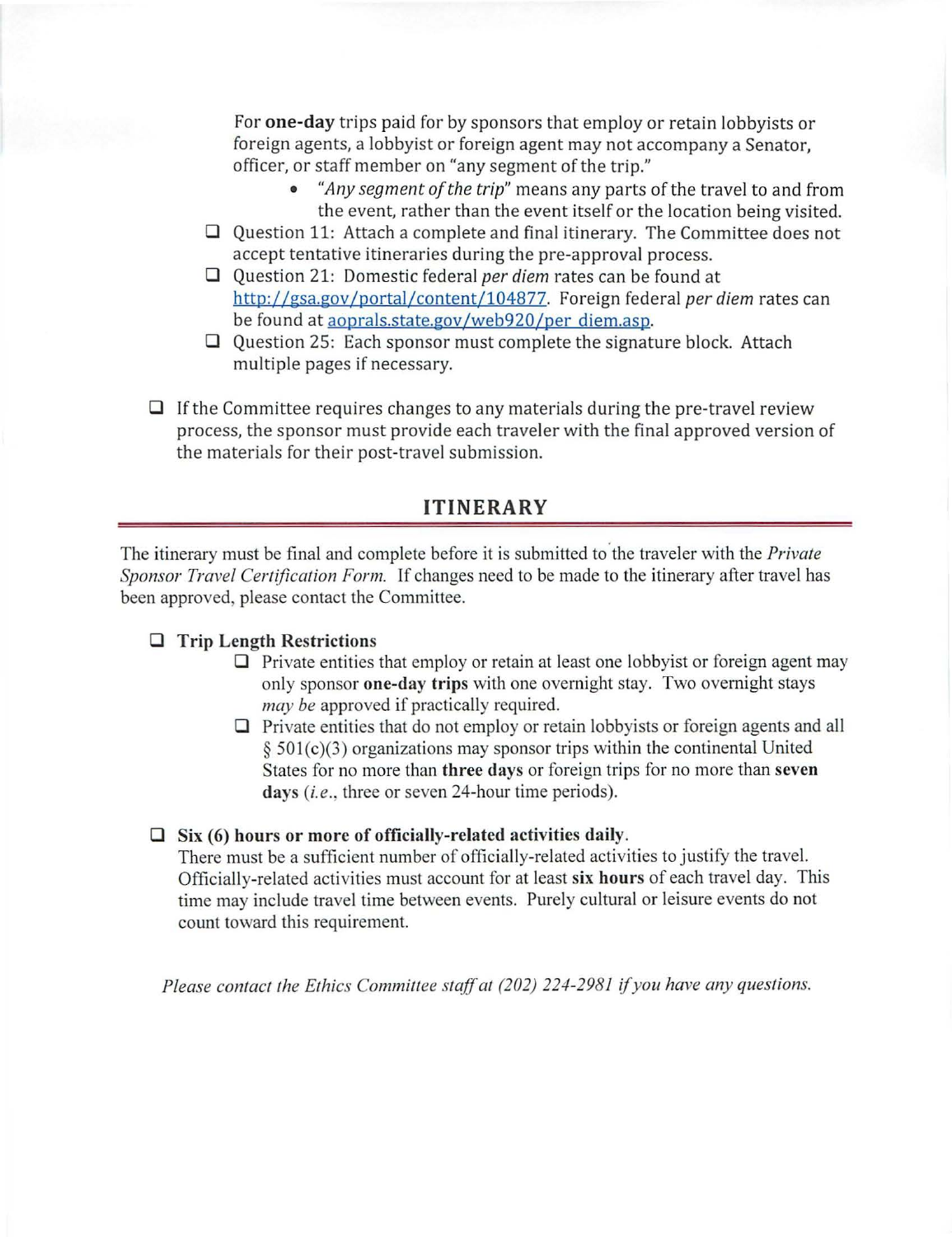For **one-day** trips paid for by sponsors that employ or retain lobbyists or foreign agents, a lobbyist or foreign agent may not accompany a Senator, officer, or staff member on "any segment of the trip."

- *"Any segment of the trip"* means any parts of the travel to and from the event, rather than the event itself or the location being visited.

- [ ] Question 11: Attach a complete and final itinerary. The Committee does not accept tentative itineraries during the pre-approval process.
- [ ] Question 21: Domestic federal *per diem* rates can be found at http://gsa.gov/portal/content/104877. Foreign federal *per diem* rates can be found at aoprals.state.gov/web920/per_diem.asp.
- [ ] Question 25: Each sponsor must complete the signature block. Attach multiple pages if necessary.

- [ ] If the Committee requires changes to any materials during the pre-travel review process, the sponsor must provide each traveler with the final approved version of the materials for their post-travel submission.

## ITINERARY

The itinerary must be final and complete before it is submitted to the traveler with the *Private Sponsor Travel Certification Form.* If changes need to be made to the itinerary after travel has been approved, please contact the Committee.

- [ ] **Trip Length Restrictions**
  - [ ] Private entities that employ or retain at least one lobbyist or foreign agent may only sponsor **one-day trips** with one overnight stay. Two overnight stays *may be* approved if practically required.
  - [ ] Private entities that do not employ or retain lobbyists or foreign agents and all § 501(c)(3) organizations may sponsor trips within the continental United States for no more than **three days** or foreign trips for no more than **seven days** (*i.e.*, three or seven 24-hour time periods).

- [ ] **Six (6) hours or more of officially-related activities daily**.
  There must be a sufficient number of officially-related activities to justify the travel. Officially-related activities must account for at least **six hours** of each travel day. This time may include travel time between events. Purely cultural or leisure events do not count toward this requirement.

*Please contact the Ethics Committee staff at (202) 224-2981 if you have any questions.*